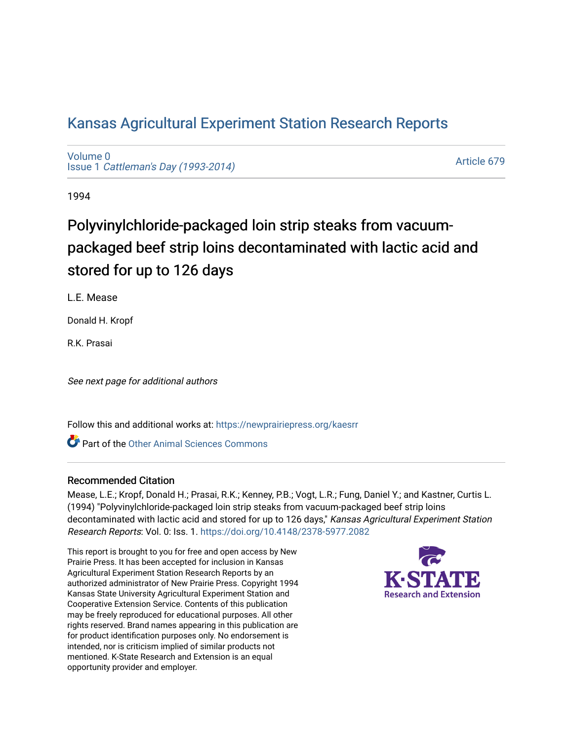# Kansas Agricultural Experiment Station Research Reports

Volume 0
Issue 1 *Cattleman's Day (1993-2014)*

Article 679

1994

## Polyvinylchloride-packaged loin strip steaks from vacuum-packaged beef strip loins decontaminated with lactic acid and stored for up to 126 days

L.E. Mease

Donald H. Kropf

R.K. Prasai

*See next page for additional authors*

Follow this and additional works at: https://newprairiepress.org/kaesrr

Part of the Other Animal Sciences Commons

### Recommended Citation

Mease, L.E.; Kropf, Donald H.; Prasai, R.K.; Kenney, P.B.; Vogt, L.R.; Fung, Daniel Y.; and Kastner, Curtis L. (1994) "Polyvinylchloride-packaged loin strip steaks from vacuum-packaged beef strip loins decontaminated with lactic acid and stored for up to 126 days," *Kansas Agricultural Experiment Station Research Reports*: Vol. 0: Iss. 1. https://doi.org/10.4148/2378-5977.2082

This report is brought to you for free and open access by New Prairie Press. It has been accepted for inclusion in Kansas Agricultural Experiment Station Research Reports by an authorized administrator of New Prairie Press. Copyright 1994 Kansas State University Agricultural Experiment Station and Cooperative Extension Service. Contents of this publication may be freely reproduced for educational purposes. All other rights reserved. Brand names appearing in this publication are for product identification purposes only. No endorsement is intended, nor is criticism implied of similar products not mentioned. K-State Research and Extension is an equal opportunity provider and employer.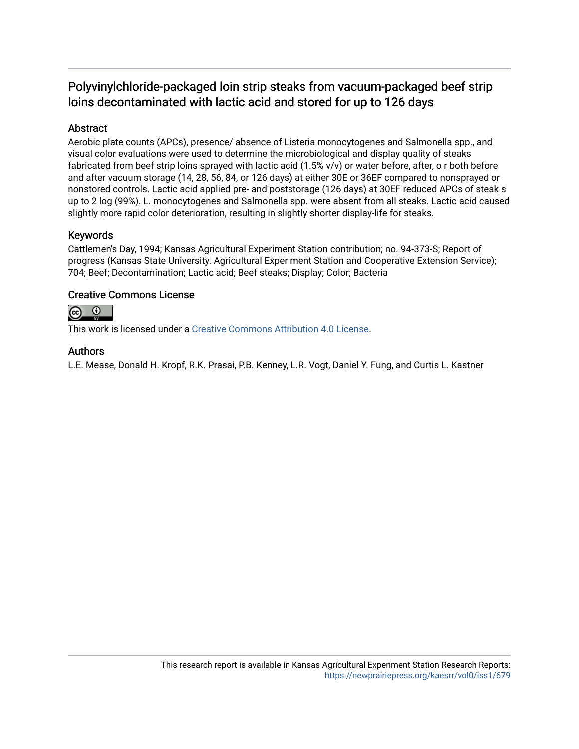## Polyvinylchloride-packaged loin strip steaks from vacuum-packaged beef strip loins decontaminated with lactic acid and stored for up to 126 days

### Abstract

Aerobic plate counts (APCs), presence/ absence of Listeria monocytogenes and Salmonella spp., and visual color evaluations were used to determine the microbiological and display quality of steaks fabricated from beef strip loins sprayed with lactic acid (1.5% v/v) or water before, after, o r both before and after vacuum storage (14, 28, 56, 84, or 126 days) at either 30E or 36EF compared to nonsprayed or nonstored controls. Lactic acid applied pre- and poststorage (126 days) at 30EF reduced APCs of steak s up to 2 log (99%). L. monocytogenes and Salmonella spp. were absent from all steaks. Lactic acid caused slightly more rapid color deterioration, resulting in slightly shorter display-life for steaks.

### Keywords

Cattlemen's Day, 1994; Kansas Agricultural Experiment Station contribution; no. 94-373-S; Report of progress (Kansas State University. Agricultural Experiment Station and Cooperative Extension Service); 704; Beef; Decontamination; Lactic acid; Beef steaks; Display; Color; Bacteria

### Creative Commons License

This work is licensed under a Creative Commons Attribution 4.0 License.

### Authors

L.E. Mease, Donald H. Kropf, R.K. Prasai, P.B. Kenney, L.R. Vogt, Daniel Y. Fung, and Curtis L. Kastner

This research report is available in Kansas Agricultural Experiment Station Research Reports: https://newprairiepress.org/kaesrr/vol0/iss1/679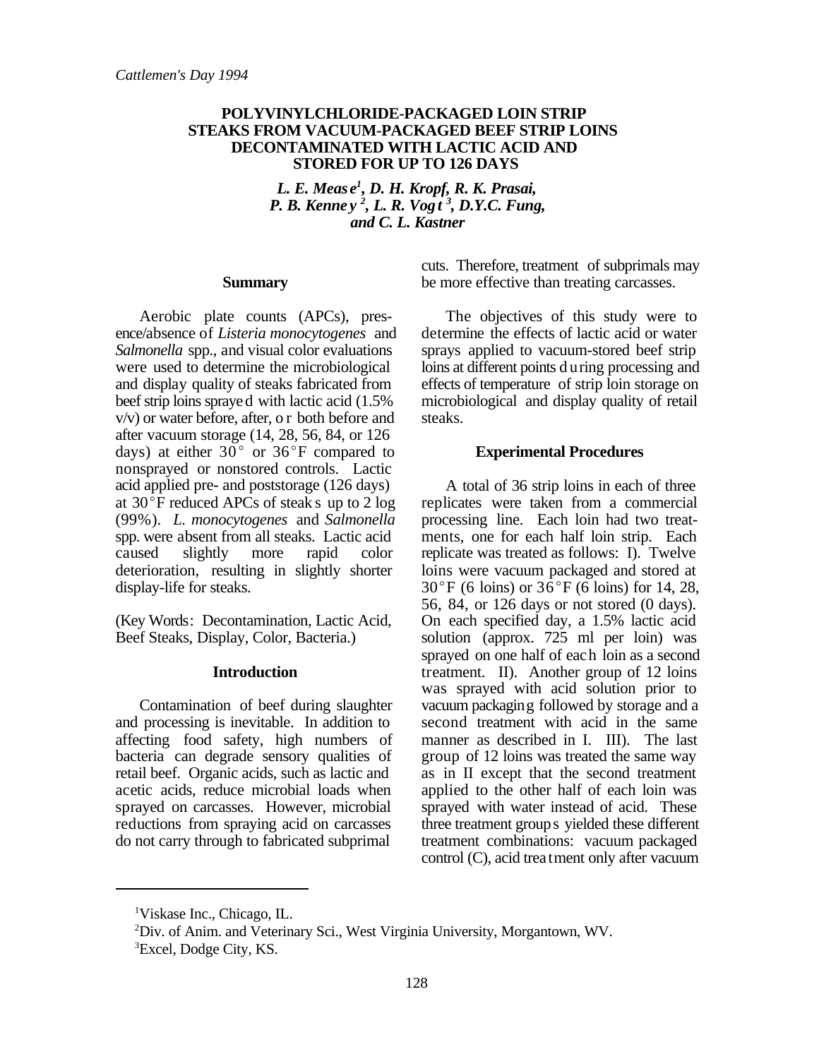# POLYVINYLCHLORIDE-PACKAGED LOIN STRIP STEAKS FROM VACUUM-PACKAGED BEEF STRIP LOINS DECONTAMINATED WITH LACTIC ACID AND STORED FOR UP TO 126 DAYS

***L. E. Mease[1], D. H. Kropf, R. K. Prasai, P. B. Kenney[2], L. R. Vogt[3], D.Y.C. Fung, and C. L. Kastner***

## Summary

Aerobic plate counts (APCs), presence/absence of *Listeria monocytogenes* and *Salmonella* spp., and visual color evaluations were used to determine the microbiological and display quality of steaks fabricated from beef strip loins sprayed with lactic acid (1.5% v/v) or water before, after, or both before and after vacuum storage (14, 28, 56, 84, or 126 days) at either 30°F or 36°F compared to nonsprayed or nonstored controls. Lactic acid applied pre- and poststorage (126 days) at 30°F reduced APCs of steaks up to 2 log (99%). *L. monocytogenes* and *Salmonella* spp. were absent from all steaks. Lactic acid caused slightly more rapid color deterioration, resulting in slightly shorter display-life for steaks.

(Key Words: Decontamination, Lactic Acid, Beef Steaks, Display, Color, Bacteria.)

## Introduction

Contamination of beef during slaughter and processing is inevitable. In addition to affecting food safety, high numbers of bacteria can degrade sensory qualities of retail beef. Organic acids, such as lactic and acetic acids, reduce microbial loads when sprayed on carcasses. However, microbial reductions from spraying acid on carcasses do not carry through to fabricated subprimal cuts. Therefore, treatment of subprimals may be more effective than treating carcasses.

The objectives of this study were to determine the effects of lactic acid or water sprays applied to vacuum-stored beef strip loins at different points during processing and effects of temperature of strip loin storage on microbiological and display quality of retail steaks.

## Experimental Procedures

A total of 36 strip loins in each of three replicates were taken from a commercial processing line. Each loin had two treatments, one for each half loin strip. Each replicate was treated as follows: I). Twelve loins were vacuum packaged and stored at 30°F (6 loins) or 36°F (6 loins) for 14, 28, 56, 84, or 126 days or not stored (0 days). On each specified day, a 1.5% lactic acid solution (approx. 725 ml per loin) was sprayed on one half of each loin as a second treatment. II). Another group of 12 loins was sprayed with acid solution prior to vacuum packaging followed by storage and a second treatment with acid in the same manner as described in I. III). The last group of 12 loins was treated the same way as in II except that the second treatment applied to the other half of each loin was sprayed with water instead of acid. These three treatment groups yielded these different treatment combinations: vacuum packaged control (C), acid treatment only after vacuum

---

[1] Viskase Inc., Chicago, IL.

[2] Div. of Anim. and Veterinary Sci., West Virginia University, Morgantown, WV.

[3] Excel, Dodge City, KS.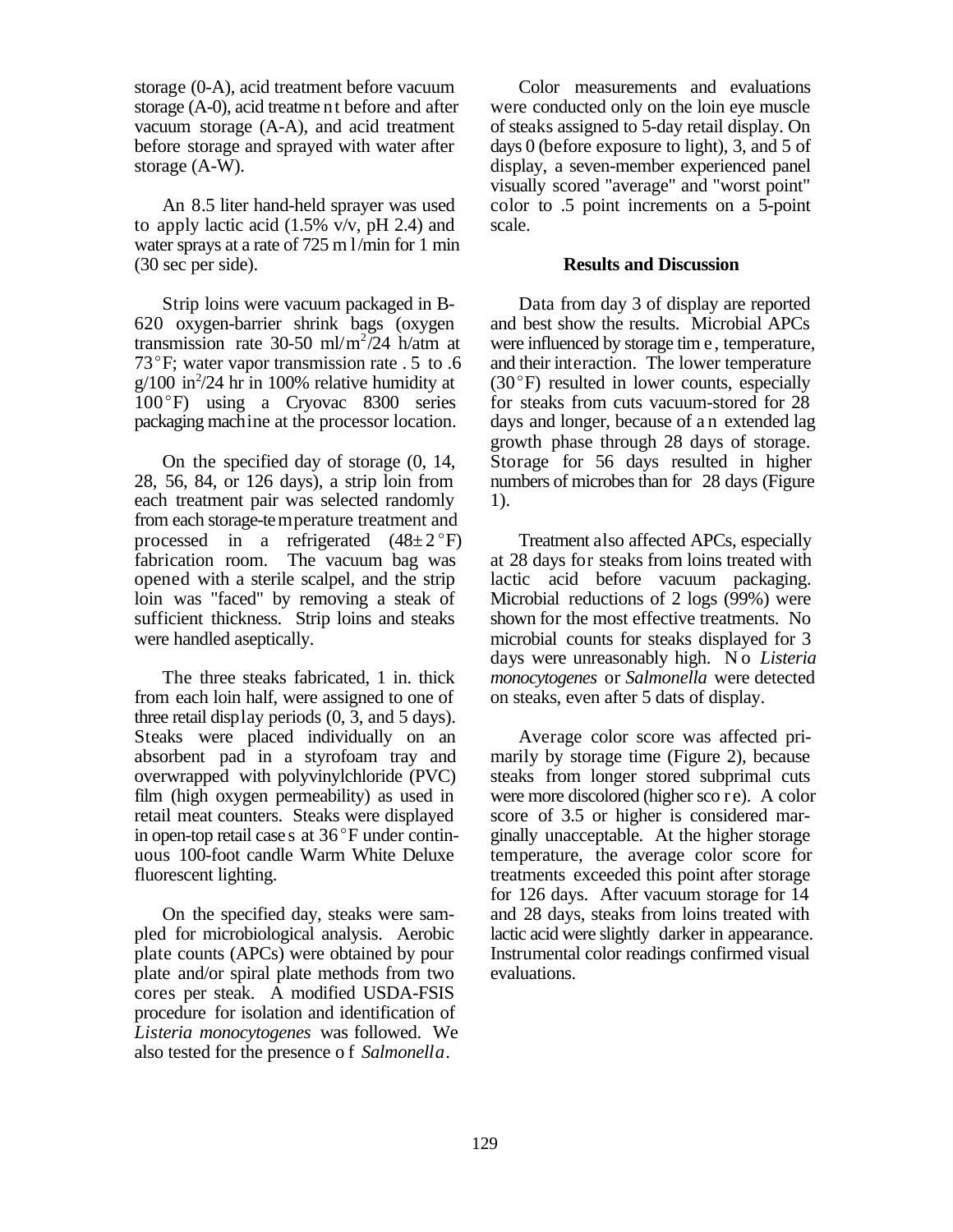storage (0-A), acid treatment before vacuum storage (A-0), acid treatment before and after vacuum storage (A-A), and acid treatment before storage and sprayed with water after storage (A-W).

An 8.5 liter hand-held sprayer was used to apply lactic acid (1.5% v/v, pH 2.4) and water sprays at a rate of 725 ml/min for 1 min (30 sec per side).

Strip loins were vacuum packaged in B-620 oxygen-barrier shrink bags (oxygen transmission rate 30-50 ml/$m^2$/24 h/atm at 73°F; water vapor transmission rate .5 to .6 g/100 $in^2$/24 hr in 100% relative humidity at 100°F) using a Cryovac 8300 series packaging machine at the processor location.

On the specified day of storage (0, 14, 28, 56, 84, or 126 days), a strip loin from each treatment pair was selected randomly from each storage-temperature treatment and processed in a refrigerated (48±2°F) fabrication room. The vacuum bag was opened with a sterile scalpel, and the strip loin was "faced" by removing a steak of sufficient thickness. Strip loins and steaks were handled aseptically.

The three steaks fabricated, 1 in. thick from each loin half, were assigned to one of three retail display periods (0, 3, and 5 days). Steaks were placed individually on an absorbent pad in a styrofoam tray and overwrapped with polyvinylchloride (PVC) film (high oxygen permeability) as used in retail meat counters. Steaks were displayed in open-top retail cases at 36°F under continuous 100-foot candle Warm White Deluxe fluorescent lighting.

On the specified day, steaks were sampled for microbiological analysis. Aerobic plate counts (APCs) were obtained by pour plate and/or spiral plate methods from two cores per steak. A modified USDA-FSIS procedure for isolation and identification of *Listeria monocytogenes* was followed. We also tested for the presence of *Salmonella*.

Color measurements and evaluations were conducted only on the loin eye muscle of steaks assigned to 5-day retail display. On days 0 (before exposure to light), 3, and 5 of display, a seven-member experienced panel visually scored "average" and "worst point" color to .5 point increments on a 5-point scale.

## Results and Discussion

Data from day 3 of display are reported and best show the results. Microbial APCs were influenced by storage time, temperature, and their interaction. The lower temperature (30°F) resulted in lower counts, especially for steaks from cuts vacuum-stored for 28 days and longer, because of an extended lag growth phase through 28 days of storage. Storage for 56 days resulted in higher numbers of microbes than for 28 days (Figure 1).

Treatment also affected APCs, especially at 28 days for steaks from loins treated with lactic acid before vacuum packaging. Microbial reductions of 2 logs (99%) were shown for the most effective treatments. No microbial counts for steaks displayed for 3 days were unreasonably high. No *Listeria monocytogenes* or *Salmonella* were detected on steaks, even after 5 dats of display.

Average color score was affected primarily by storage time (Figure 2), because steaks from longer stored subprimal cuts were more discolored (higher score). A color score of 3.5 or higher is considered marginally unacceptable. At the higher storage temperature, the average color score for treatments exceeded this point after storage for 126 days. After vacuum storage for 14 and 28 days, steaks from loins treated with lactic acid were slightly darker in appearance. Instrumental color readings confirmed visual evaluations.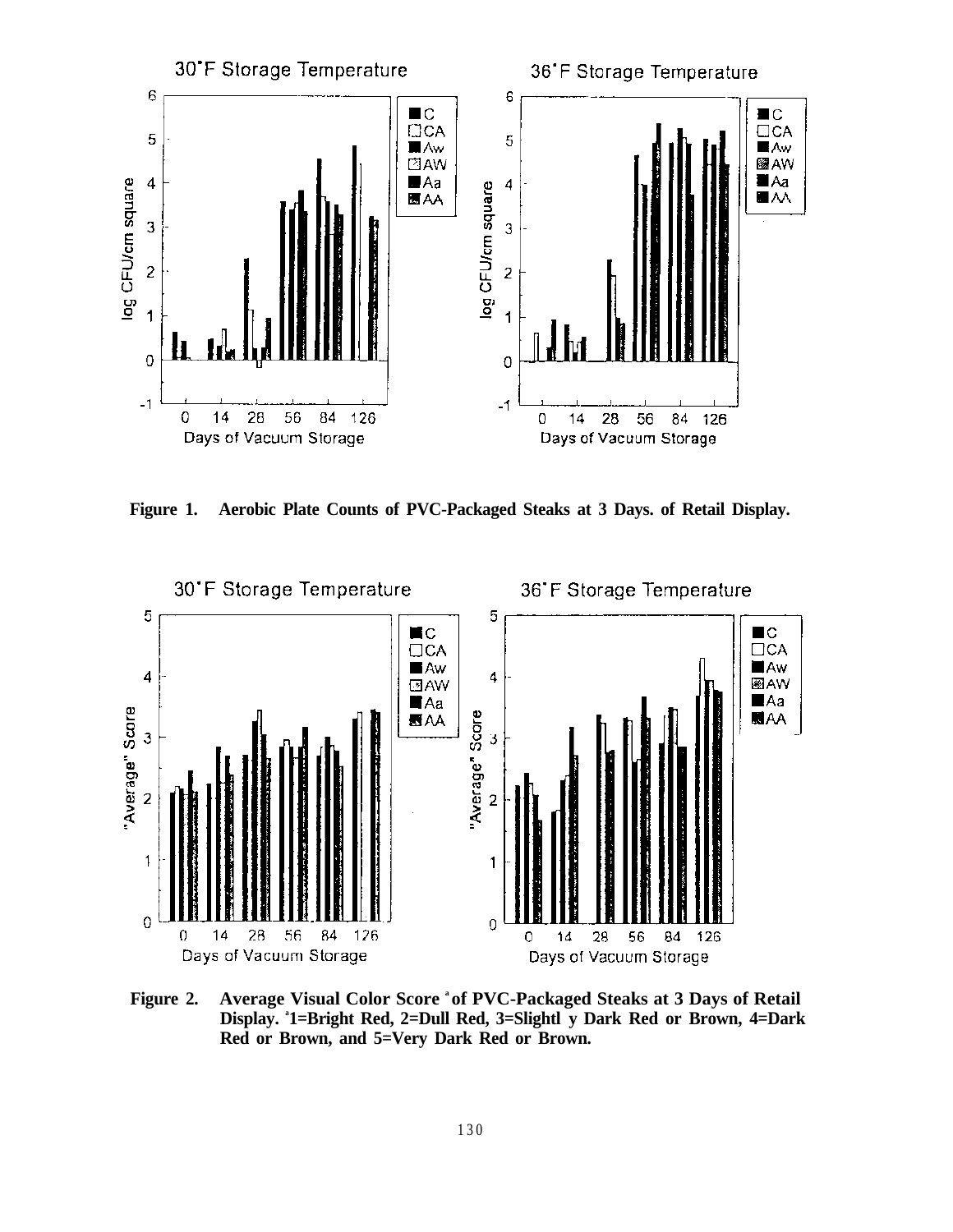30°F Storage Temperature

6
5
4
3
2
1
0
-1

log CFU/cm square

0 14 28 56 84 126

Days of Vacuum Storage

C
CA
Aw
AW
Aa
AA

36°F Storage Temperature

6
5
4
3
2
1
0
-1

log CFU/cm square

0 14 28 56 84 126

Days of Vacuum Storage

C
CA
Aw
AW
Aa
AA

**Figure 1. Aerobic Plate Counts of PVC-Packaged Steaks at 3 Days. of Retail Display.**

30°F Storage Temperature

5
4
3
2
1
0

"Average" Score

0 14 28 56 84 126

Days of Vacuum Storage

C
CA
Aw
AW
Aa
AA

36°F Storage Temperature

5
4
3
2
1
0

"Average" Score

0 14 28 56 84 126

Days of Vacuum Storage

C
CA
Aw
AW
Aa
AA

**Figure 2. Average Visual Color Score [a] of PVC-Packaged Steaks at 3 Days of Retail Display. [a]1=Bright Red, 2=Dull Red, 3=Slightl y Dark Red or Brown, 4=Dark Red or Brown, and 5=Very Dark Red or Brown.**